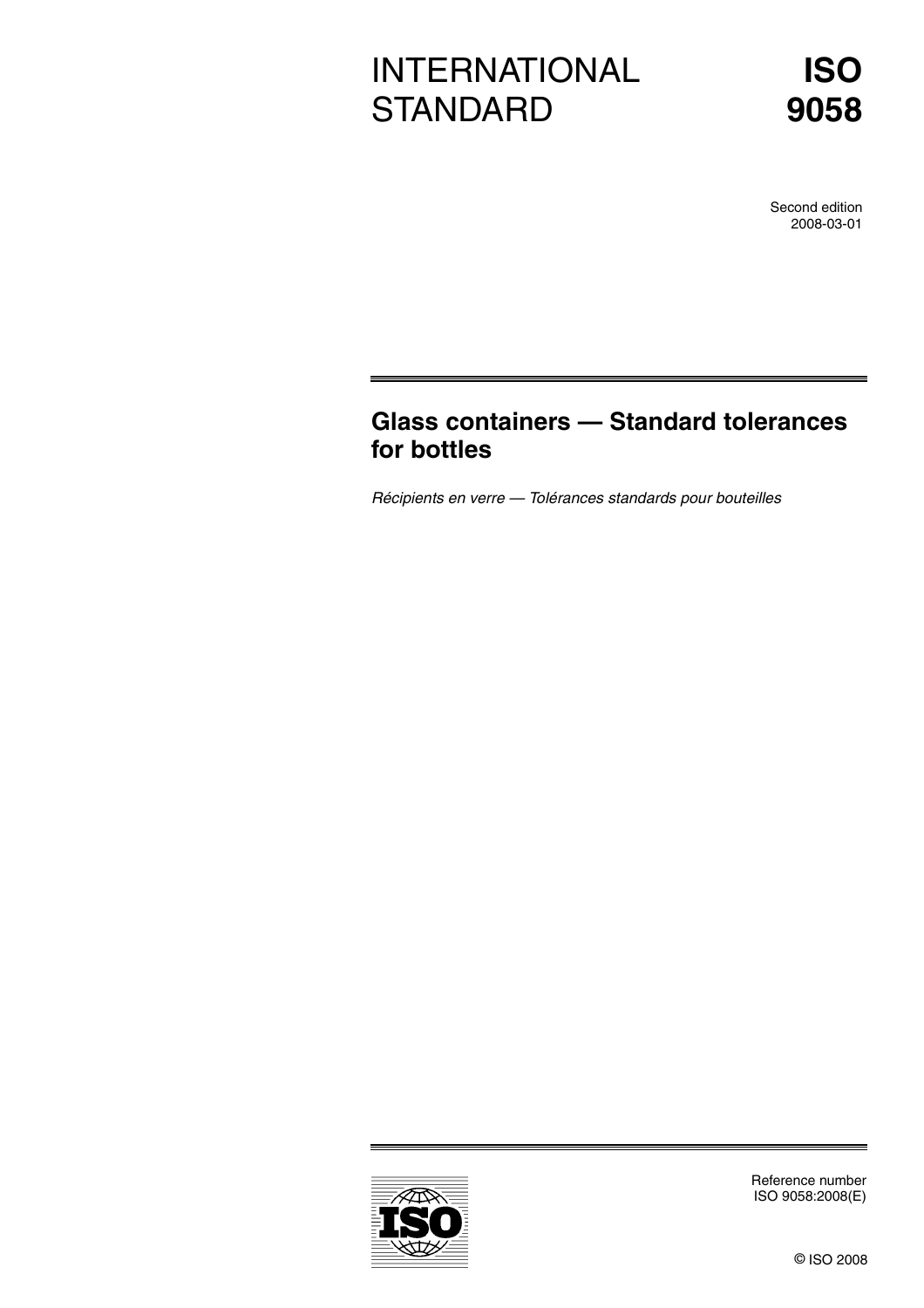# INTERNATIONAL STANDARD

# ISO 9058

Second edition
2008-03-01

## Glass containers — Standard tolerances for bottles

*Récipients en verre — Tolérances standards pour bouteilles*

Reference number
ISO 9058:2008(E)

© ISO 2008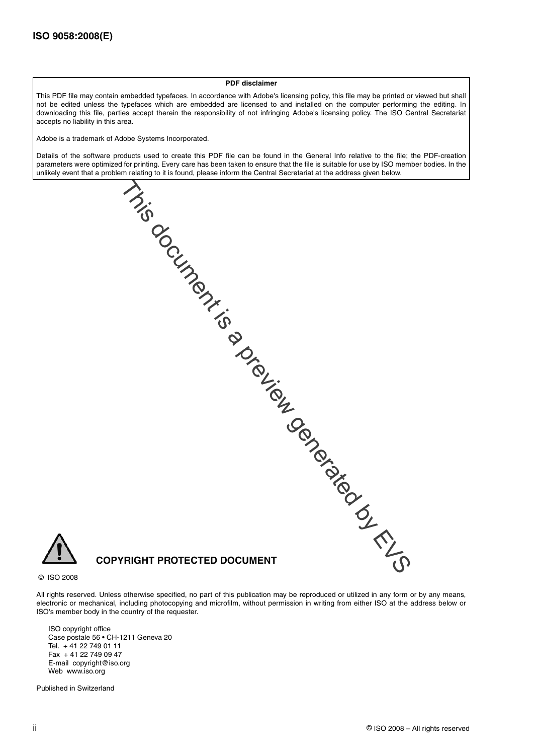**PDF disclaimer**

This PDF file may contain embedded typefaces. In accordance with Adobe's licensing policy, this file may be printed or viewed but shall not be edited unless the typefaces which are embedded are licensed to and installed on the computer performing the editing. In downloading this file, parties accept therein the responsibility of not infringing Adobe's licensing policy. The ISO Central Secretariat accepts no liability in this area.

Adobe is a trademark of Adobe Systems Incorporated.

Details of the software products used to create this PDF file can be found in the General Info relative to the file; the PDF-creation parameters were optimized for printing. Every care has been taken to ensure that the file is suitable for use by ISO member bodies. In the unlikely event that a problem relating to it is found, please inform the Central Secretariat at the address given below.

This document is a preview generated by EVS

**COPYRIGHT PROTECTED DOCUMENT**

© ISO 2008

All rights reserved. Unless otherwise specified, no part of this publication may be reproduced or utilized in any form or by any means, electronic or mechanical, including photocopying and microfilm, without permission in writing from either ISO at the address below or ISO's member body in the country of the requester.

ISO copyright office
Case postale 56 • CH-1211 Geneva 20
Tel. + 41 22 749 01 11
Fax + 41 22 749 09 47
E-mail copyright@iso.org
Web www.iso.org

Published in Switzerland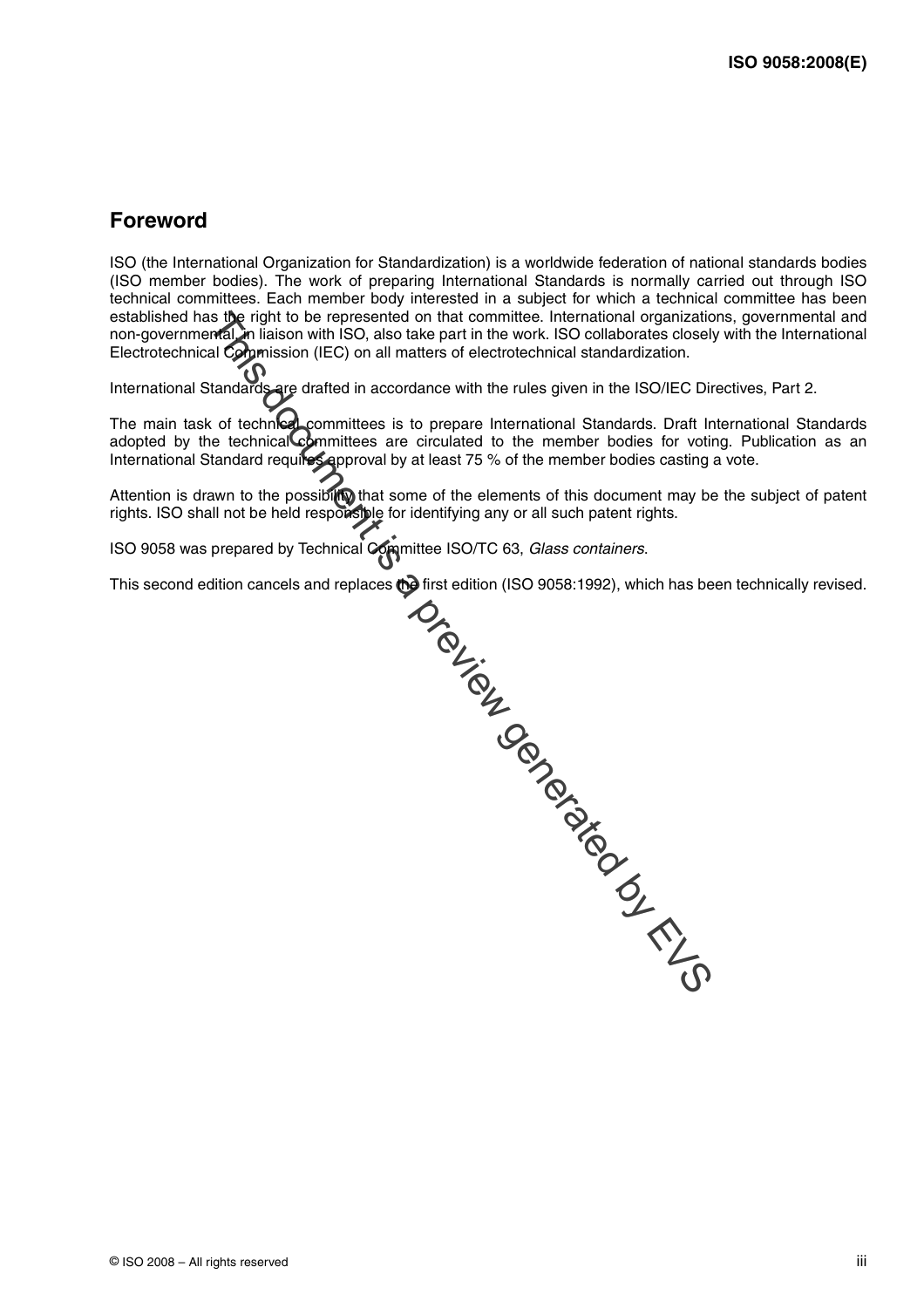## Foreword

ISO (the International Organization for Standardization) is a worldwide federation of national standards bodies (ISO member bodies). The work of preparing International Standards is normally carried out through ISO technical committees. Each member body interested in a subject for which a technical committee has been established has the right to be represented on that committee. International organizations, governmental and non-governmental, in liaison with ISO, also take part in the work. ISO collaborates closely with the International Electrotechnical Commission (IEC) on all matters of electrotechnical standardization.

International Standards are drafted in accordance with the rules given in the ISO/IEC Directives, Part 2.

The main task of technical committees is to prepare International Standards. Draft International Standards adopted by the technical committees are circulated to the member bodies for voting. Publication as an International Standard requires approval by at least 75 % of the member bodies casting a vote.

Attention is drawn to the possibility that some of the elements of this document may be the subject of patent rights. ISO shall not be held responsible for identifying any or all such patent rights.

ISO 9058 was prepared by Technical Committee ISO/TC 63, *Glass containers*.

This second edition cancels and replaces the first edition (ISO 9058:1992), which has been technically revised.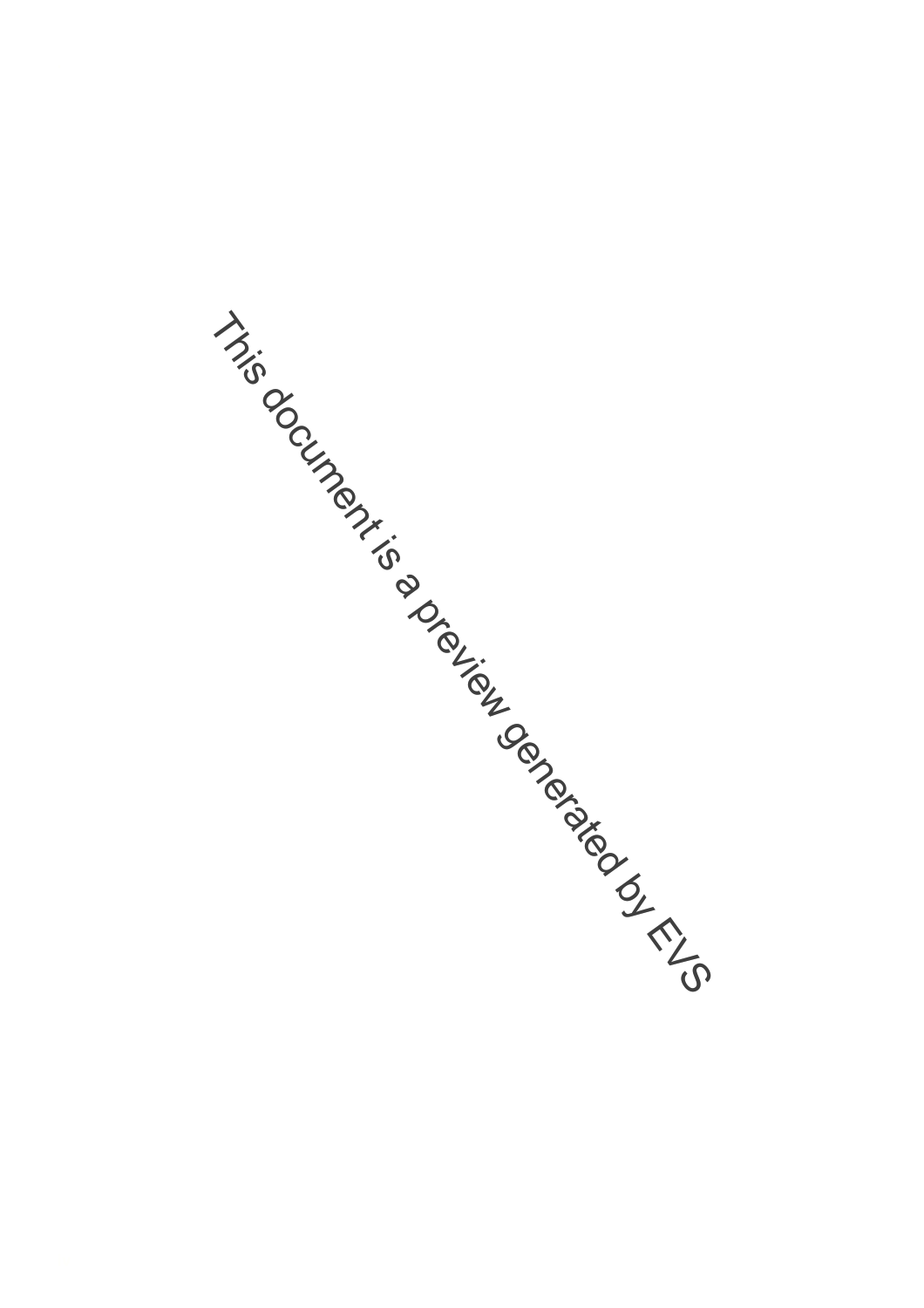This document is a preview generated by EVS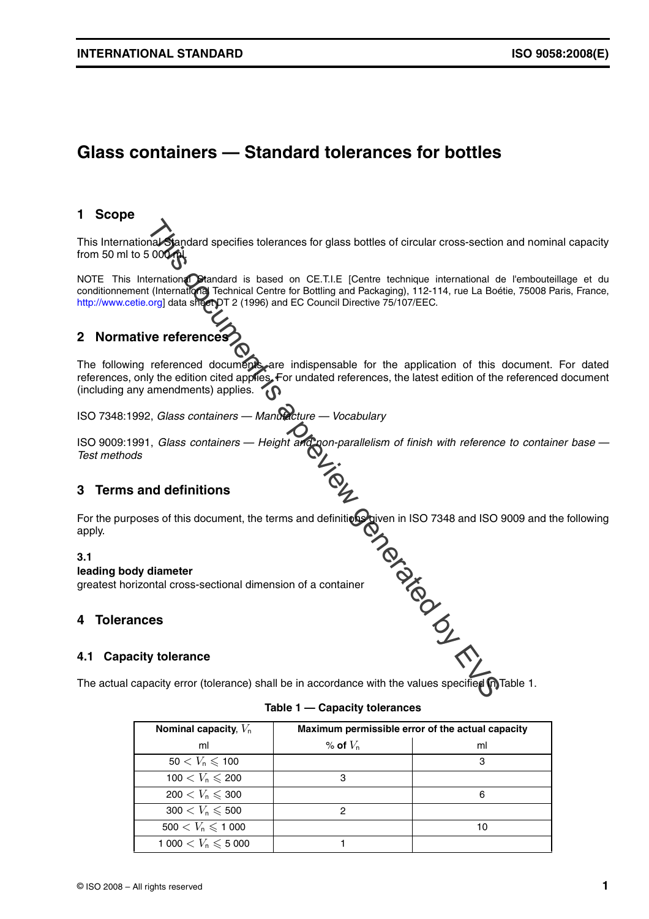# Glass containers — Standard tolerances for bottles

## 1 Scope

This International Standard specifies tolerances for glass bottles of circular cross-section and nominal capacity from 50 ml to 5 000 ml.

NOTE This International Standard is based on CE.T.I.E [Centre technique international de l'embouteillage et du conditionnement (International Technical Centre for Bottling and Packaging), 112-114, rue La Boétie, 75008 Paris, France, http://www.cetie.org] data sheet DT 2 (1996) and EC Council Directive 75/107/EEC.

## 2 Normative references

The following referenced documents are indispensable for the application of this document. For dated references, only the edition cited applies. For undated references, the latest edition of the referenced document (including any amendments) applies.

ISO 7348:1992, *Glass containers — Manufacture — Vocabulary*

ISO 9009:1991, *Glass containers — Height and non-parallelism of finish with reference to container base — Test methods*

## 3 Terms and definitions

For the purposes of this document, the terms and definitions given in ISO 7348 and ISO 9009 and the following apply.

**3.1**
**leading body diameter**
greatest horizontal cross-sectional dimension of a container

## 4 Tolerances

### 4.1 Capacity tolerance

The actual capacity error (tolerance) shall be in accordance with the values specified in Table 1.

**Table 1 — Capacity tolerances**

| Nominal capacity, $V_n$ | Maximum permissible error of the actual capacity | |
|---|---|---|
| ml | % of $V_n$ | ml |
| $50 < V_n \leqslant 100$ | | 3 |
| $100 < V_n \leqslant 200$ | 3 | |
| $200 < V_n \leqslant 300$ | | 6 |
| $300 < V_n \leqslant 500$ | 2 | |
| $500 < V_n \leqslant 1\,000$ | | 10 |
| $1\,000 < V_n \leqslant 5\,000$ | 1 | |